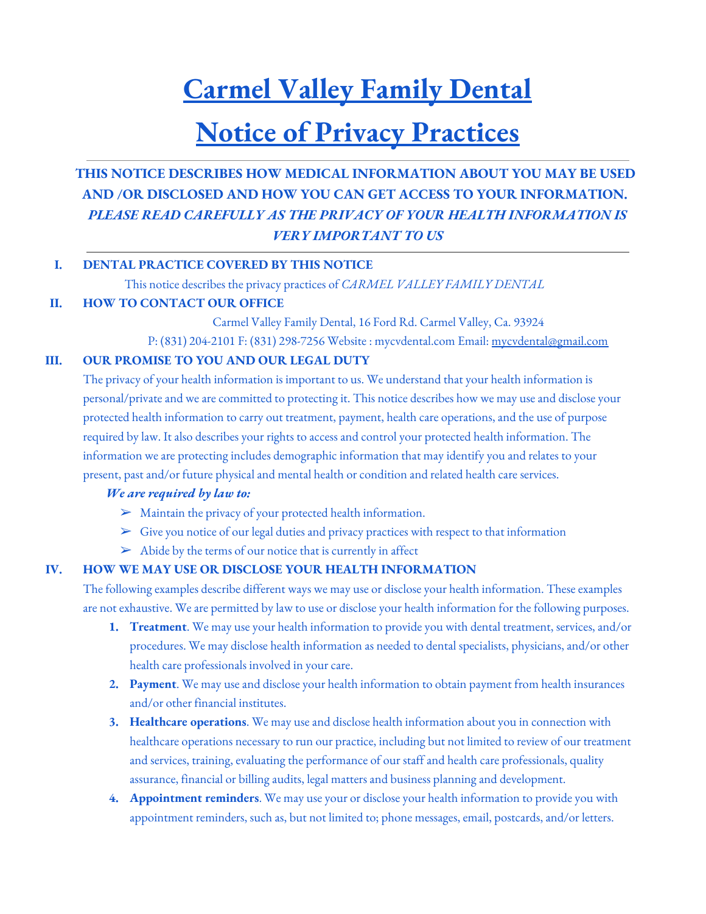# Carmel Valley Family Dental

# Notice of Privacy Practices

---

**THIS NOTICE DESCRIBES HOW MEDICAL INFORMATION ABOUT YOU MAY BE USED AND /OR DISCLOSED AND HOW YOU CAN GET ACCESS TO YOUR INFORMATION.**
***PLEASE READ CAREFULLY AS THE PRIVACY OF YOUR HEALTH INFORMATION IS VERY IMPORTANT TO US***

---

## I. DENTAL PRACTICE COVERED BY THIS NOTICE

This notice describes the privacy practices of *CARMEL VALLEY FAMILY DENTAL*

## II. HOW TO CONTACT OUR OFFICE

Carmel Valley Family Dental, 16 Ford Rd. Carmel Valley, Ca. 93924

P: (831) 204-2101 F: (831) 298-7256 Website : mycvdental.com Email: mycvdental@gmail.com

## III. OUR PROMISE TO YOU AND OUR LEGAL DUTY

The privacy of your health information is important to us. We understand that your health information is personal/private and we are committed to protecting it. This notice describes how we may use and disclose your protected health information to carry out treatment, payment, health care operations, and the use of purpose required by law. It also describes your rights to access and control your protected health information. The information we are protecting includes demographic information that may identify you and relates to your present, past and/or future physical and mental health or condition and related health care services.

***We are required by law to:***

- Maintain the privacy of your protected health information.
- Give you notice of our legal duties and privacy practices with respect to that information
- Abide by the terms of our notice that is currently in affect

## IV. HOW WE MAY USE OR DISCLOSE YOUR HEALTH INFORMATION

The following examples describe different ways we may use or disclose your health information. These examples are not exhaustive. We are permitted by law to use or disclose your health information for the following purposes.

1. **Treatment**. We may use your health information to provide you with dental treatment, services, and/or procedures. We may disclose health information as needed to dental specialists, physicians, and/or other health care professionals involved in your care.
2. **Payment**. We may use and disclose your health information to obtain payment from health insurances and/or other financial institutes.
3. **Healthcare operations**. We may use and disclose health information about you in connection with healthcare operations necessary to run our practice, including but not limited to review of our treatment and services, training, evaluating the performance of our staff and health care professionals, quality assurance, financial or billing audits, legal matters and business planning and development.
4. **Appointment reminders**. We may use your or disclose your health information to provide you with appointment reminders, such as, but not limited to; phone messages, email, postcards, and/or letters.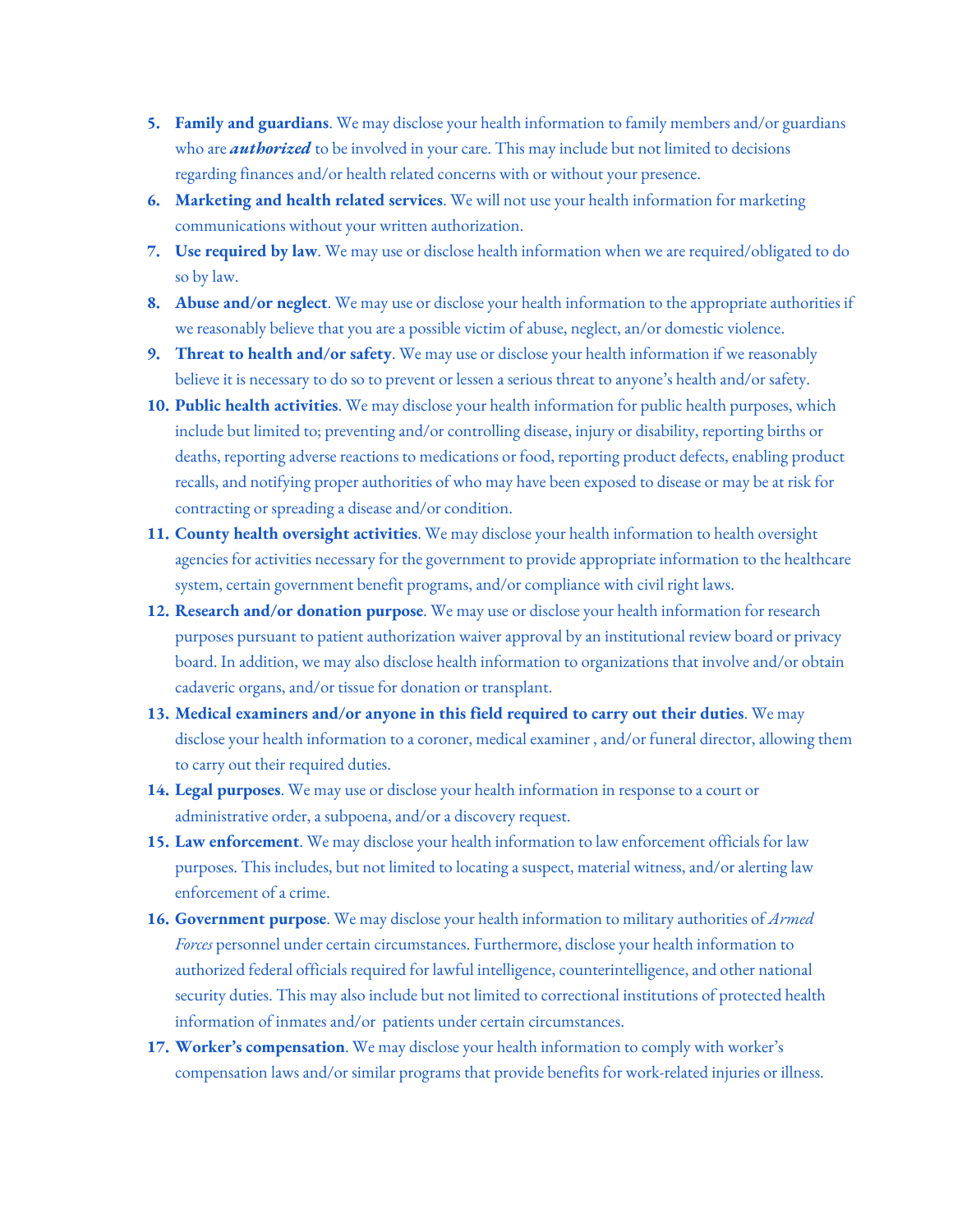5. **Family and guardians**. We may disclose your health information to family members and/or guardians who are ***authorized*** to be involved in your care. This may include but not limited to decisions regarding finances and/or health related concerns with or without your presence.
6. **Marketing and health related services**. We will not use your health information for marketing communications without your written authorization.
7. **Use required by law**. We may use or disclose health information when we are required/obligated to do so by law.
8. **Abuse and/or neglect**. We may use or disclose your health information to the appropriate authorities if we reasonably believe that you are a possible victim of abuse, neglect, an/or domestic violence.
9. **Threat to health and/or safety**. We may use or disclose your health information if we reasonably believe it is necessary to do so to prevent or lessen a serious threat to anyone's health and/or safety.
10. **Public health activities**. We may disclose your health information for public health purposes, which include but limited to; preventing and/or controlling disease, injury or disability, reporting births or deaths, reporting adverse reactions to medications or food, reporting product defects, enabling product recalls, and notifying proper authorities of who may have been exposed to disease or may be at risk for contracting or spreading a disease and/or condition.
11. **County health oversight activities**. We may disclose your health information to health oversight agencies for activities necessary for the government to provide appropriate information to the healthcare system, certain government benefit programs, and/or compliance with civil right laws.
12. **Research and/or donation purpose**. We may use or disclose your health information for research purposes pursuant to patient authorization waiver approval by an institutional review board or privacy board. In addition, we may also disclose health information to organizations that involve and/or obtain cadaveric organs, and/or tissue for donation or transplant.
13. **Medical examiners and/or anyone in this field required to carry out their duties**. We may disclose your health information to a coroner, medical examiner , and/or funeral director, allowing them to carry out their required duties.
14. **Legal purposes**. We may use or disclose your health information in response to a court or administrative order, a subpoena, and/or a discovery request.
15. **Law enforcement**. We may disclose your health information to law enforcement officials for law purposes. This includes, but not limited to locating a suspect, material witness, and/or alerting law enforcement of a crime.
16. **Government purpose**. We may disclose your health information to military authorities of *Armed Forces* personnel under certain circumstances. Furthermore, disclose your health information to authorized federal officials required for lawful intelligence, counterintelligence, and other national security duties. This may also include but not limited to correctional institutions of protected health information of inmates and/or patients under certain circumstances.
17. **Worker's compensation**. We may disclose your health information to comply with worker's compensation laws and/or similar programs that provide benefits for work-related injuries or illness.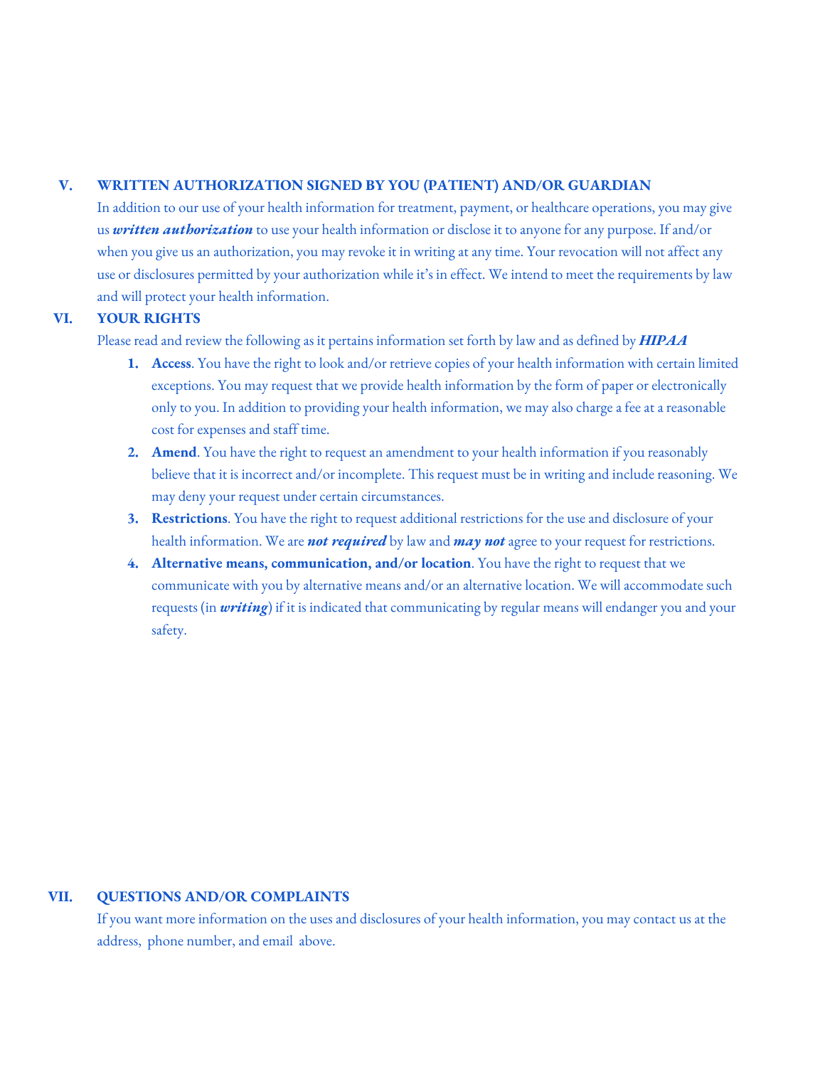## V. WRITTEN AUTHORIZATION SIGNED BY YOU (PATIENT) AND/OR GUARDIAN

In addition to our use of your health information for treatment, payment, or healthcare operations, you may give us ***written authorization*** to use your health information or disclose it to anyone for any purpose. If and/or when you give us an authorization, you may revoke it in writing at any time. Your revocation will not affect any use or disclosures permitted by your authorization while it's in effect. We intend to meet the requirements by law and will protect your health information.

## VI. YOUR RIGHTS

Please read and review the following as it pertains information set forth by law and as defined by ***HIPAA***

1. **Access**. You have the right to look and/or retrieve copies of your health information with certain limited exceptions. You may request that we provide health information by the form of paper or electronically only to you. In addition to providing your health information, we may also charge a fee at a reasonable cost for expenses and staff time.
2. **Amend**. You have the right to request an amendment to your health information if you reasonably believe that it is incorrect and/or incomplete. This request must be in writing and include reasoning. We may deny your request under certain circumstances.
3. **Restrictions**. You have the right to request additional restrictions for the use and disclosure of your health information. We are ***not required*** by law and ***may not*** agree to your request for restrictions.
4. **Alternative means, communication, and/or location**. You have the right to request that we communicate with you by alternative means and/or an alternative location. We will accommodate such requests (in ***writing***) if it is indicated that communicating by regular means will endanger you and your safety.

## VII. QUESTIONS AND/OR COMPLAINTS

If you want more information on the uses and disclosures of your health information, you may contact us at the address, phone number, and email above.